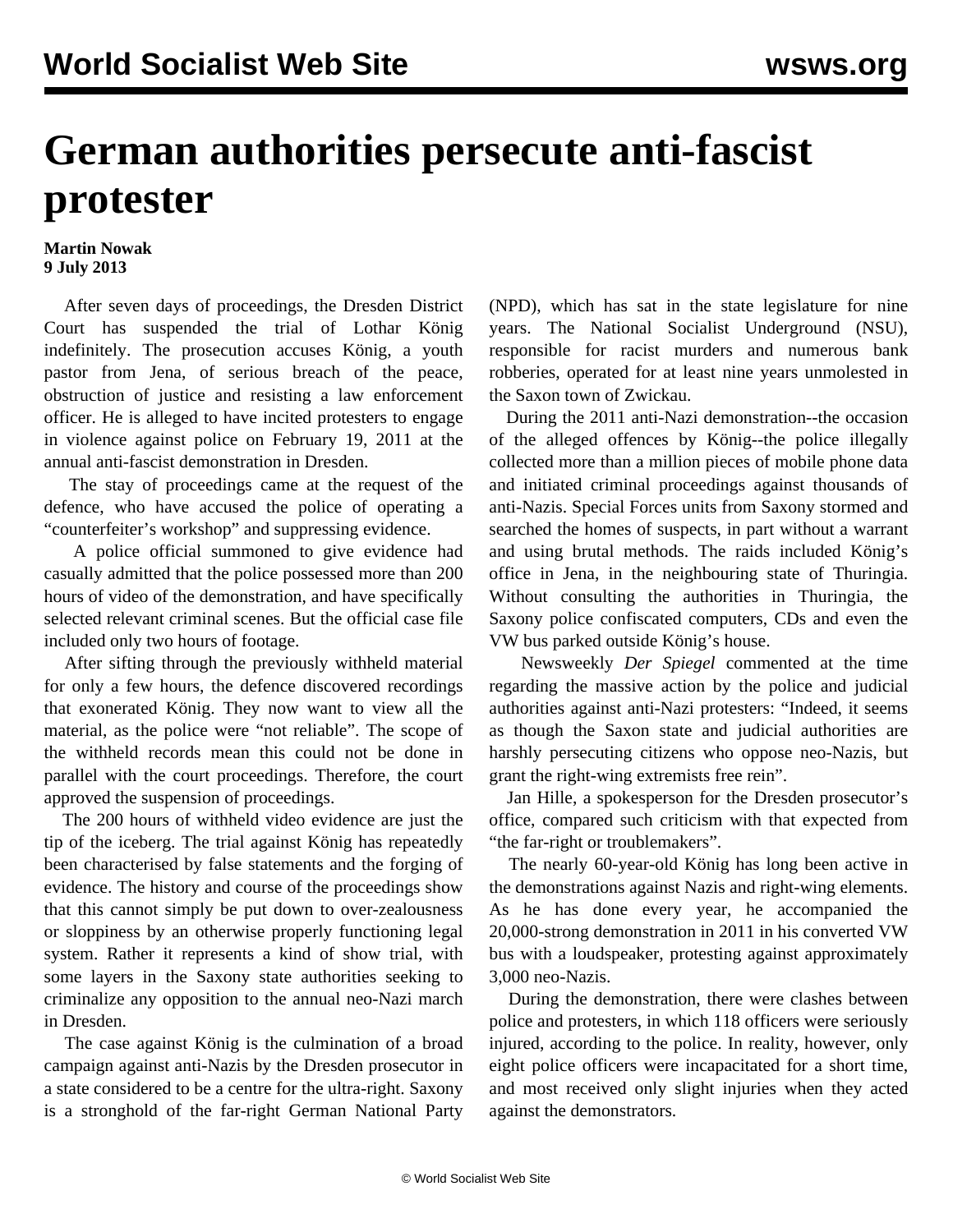# German authorities persecute anti-fascist protester

**Martin Nowak**
**9 July 2013**

After seven days of proceedings, the Dresden District Court has suspended the trial of Lothar König indefinitely. The prosecution accuses König, a youth pastor from Jena, of serious breach of the peace, obstruction of justice and resisting a law enforcement officer. He is alleged to have incited protesters to engage in violence against police on February 19, 2011 at the annual anti-fascist demonstration in Dresden.

The stay of proceedings came at the request of the defence, who have accused the police of operating a "counterfeiter's workshop" and suppressing evidence.

A police official summoned to give evidence had casually admitted that the police possessed more than 200 hours of video of the demonstration, and have specifically selected relevant criminal scenes. But the official case file included only two hours of footage.

After sifting through the previously withheld material for only a few hours, the defence discovered recordings that exonerated König. They now want to view all the material, as the police were "not reliable". The scope of the withheld records mean this could not be done in parallel with the court proceedings. Therefore, the court approved the suspension of proceedings.

The 200 hours of withheld video evidence are just the tip of the iceberg. The trial against König has repeatedly been characterised by false statements and the forging of evidence. The history and course of the proceedings show that this cannot simply be put down to over-zealousness or sloppiness by an otherwise properly functioning legal system. Rather it represents a kind of show trial, with some layers in the Saxony state authorities seeking to criminalize any opposition to the annual neo-Nazi march in Dresden.

The case against König is the culmination of a broad campaign against anti-Nazis by the Dresden prosecutor in a state considered to be a centre for the ultra-right. Saxony is a stronghold of the far-right German National Party (NPD), which has sat in the state legislature for nine years. The National Socialist Underground (NSU), responsible for racist murders and numerous bank robberies, operated for at least nine years unmolested in the Saxon town of Zwickau.

During the 2011 anti-Nazi demonstration--the occasion of the alleged offences by König--the police illegally collected more than a million pieces of mobile phone data and initiated criminal proceedings against thousands of anti-Nazis. Special Forces units from Saxony stormed and searched the homes of suspects, in part without a warrant and using brutal methods. The raids included König's office in Jena, in the neighbouring state of Thuringia. Without consulting the authorities in Thuringia, the Saxony police confiscated computers, CDs and even the VW bus parked outside König's house.

Newsweekly *Der Spiegel* commented at the time regarding the massive action by the police and judicial authorities against anti-Nazi protesters: "Indeed, it seems as though the Saxon state and judicial authorities are harshly persecuting citizens who oppose neo-Nazis, but grant the right-wing extremists free rein".

Jan Hille, a spokesperson for the Dresden prosecutor's office, compared such criticism with that expected from "the far-right or troublemakers".

The nearly 60-year-old König has long been active in the demonstrations against Nazis and right-wing elements. As he has done every year, he accompanied the 20,000-strong demonstration in 2011 in his converted VW bus with a loudspeaker, protesting against approximately 3,000 neo-Nazis.

During the demonstration, there were clashes between police and protesters, in which 118 officers were seriously injured, according to the police. In reality, however, only eight police officers were incapacitated for a short time, and most received only slight injuries when they acted against the demonstrators.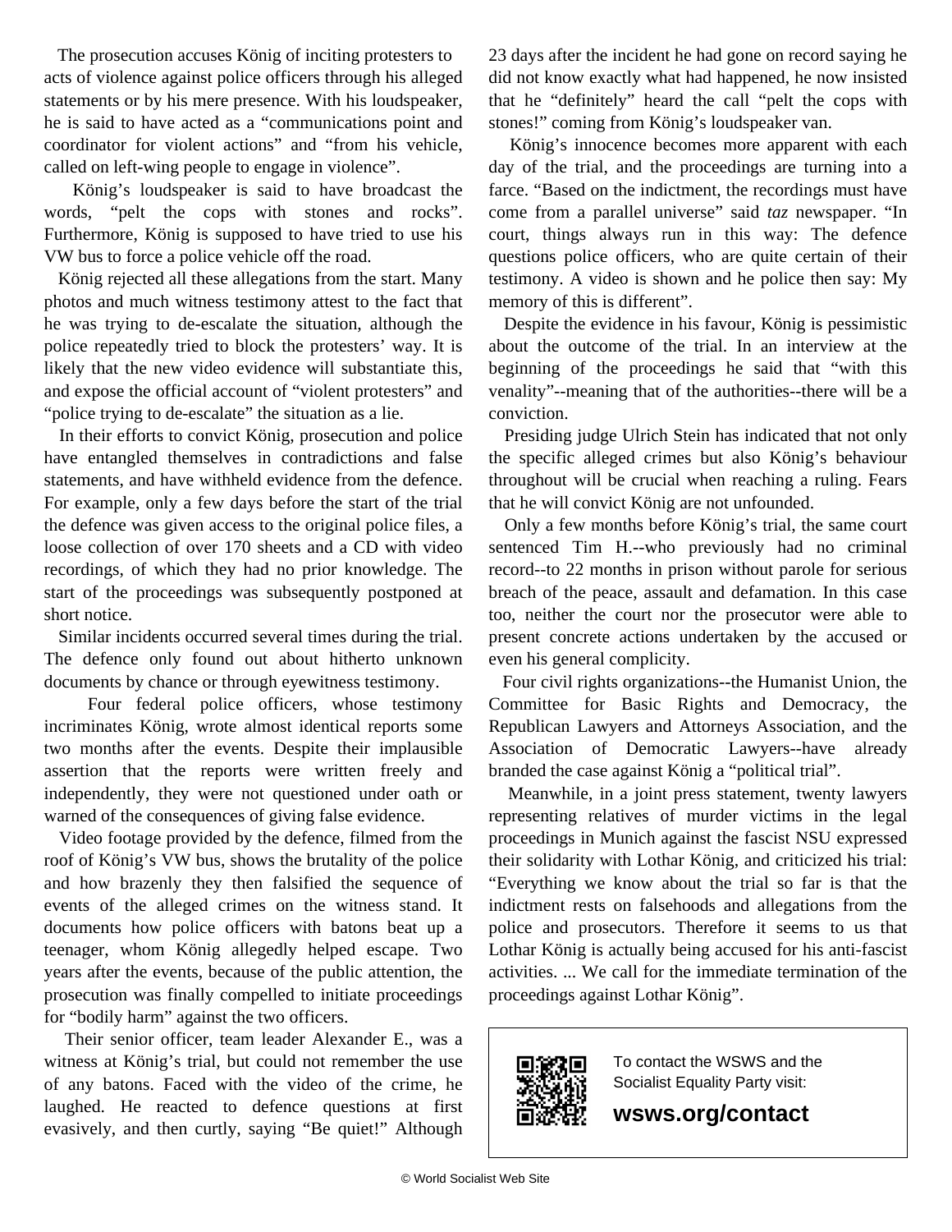The prosecution accuses König of inciting protesters to acts of violence against police officers through his alleged statements or by his mere presence. With his loudspeaker, he is said to have acted as a "communications point and coordinator for violent actions" and "from his vehicle, called on left-wing people to engage in violence".

König's loudspeaker is said to have broadcast the words, "pelt the cops with stones and rocks". Furthermore, König is supposed to have tried to use his VW bus to force a police vehicle off the road.

König rejected all these allegations from the start. Many photos and much witness testimony attest to the fact that he was trying to de-escalate the situation, although the police repeatedly tried to block the protesters' way. It is likely that the new video evidence will substantiate this, and expose the official account of "violent protesters" and "police trying to de-escalate" the situation as a lie.

In their efforts to convict König, prosecution and police have entangled themselves in contradictions and false statements, and have withheld evidence from the defence. For example, only a few days before the start of the trial the defence was given access to the original police files, a loose collection of over 170 sheets and a CD with video recordings, of which they had no prior knowledge. The start of the proceedings was subsequently postponed at short notice.

Similar incidents occurred several times during the trial. The defence only found out about hitherto unknown documents by chance or through eyewitness testimony.

Four federal police officers, whose testimony incriminates König, wrote almost identical reports some two months after the events. Despite their implausible assertion that the reports were written freely and independently, they were not questioned under oath or warned of the consequences of giving false evidence.

Video footage provided by the defence, filmed from the roof of König's VW bus, shows the brutality of the police and how brazenly they then falsified the sequence of events of the alleged crimes on the witness stand. It documents how police officers with batons beat up a teenager, whom König allegedly helped escape. Two years after the events, because of the public attention, the prosecution was finally compelled to initiate proceedings for "bodily harm" against the two officers.

Their senior officer, team leader Alexander E., was a witness at König's trial, but could not remember the use of any batons. Faced with the video of the crime, he laughed. He reacted to defence questions at first evasively, and then curtly, saying "Be quiet!" Although 23 days after the incident he had gone on record saying he did not know exactly what had happened, he now insisted that he "definitely" heard the call "pelt the cops with stones!" coming from König's loudspeaker van.

König's innocence becomes more apparent with each day of the trial, and the proceedings are turning into a farce. "Based on the indictment, the recordings must have come from a parallel universe" said *taz* newspaper. "In court, things always run in this way: The defence questions police officers, who are quite certain of their testimony. A video is shown and he police then say: My memory of this is different".

Despite the evidence in his favour, König is pessimistic about the outcome of the trial. In an interview at the beginning of the proceedings he said that "with this venality"--meaning that of the authorities--there will be a conviction.

Presiding judge Ulrich Stein has indicated that not only the specific alleged crimes but also König's behaviour throughout will be crucial when reaching a ruling. Fears that he will convict König are not unfounded.

Only a few months before König's trial, the same court sentenced Tim H.--who previously had no criminal record--to 22 months in prison without parole for serious breach of the peace, assault and defamation. In this case too, neither the court nor the prosecutor were able to present concrete actions undertaken by the accused or even his general complicity.

Four civil rights organizations--the Humanist Union, the Committee for Basic Rights and Democracy, the Republican Lawyers and Attorneys Association, and the Association of Democratic Lawyers--have already branded the case against König a "political trial".

Meanwhile, in a joint press statement, twenty lawyers representing relatives of murder victims in the legal proceedings in Munich against the fascist NSU expressed their solidarity with Lothar König, and criticized his trial: "Everything we know about the trial so far is that the indictment rests on falsehoods and allegations from the police and prosecutors. Therefore it seems to us that Lothar König is actually being accused for his anti-fascist activities. ... We call for the immediate termination of the proceedings against Lothar König".

To contact the WSWS and the Socialist Equality Party visit:

**wsws.org/contact**